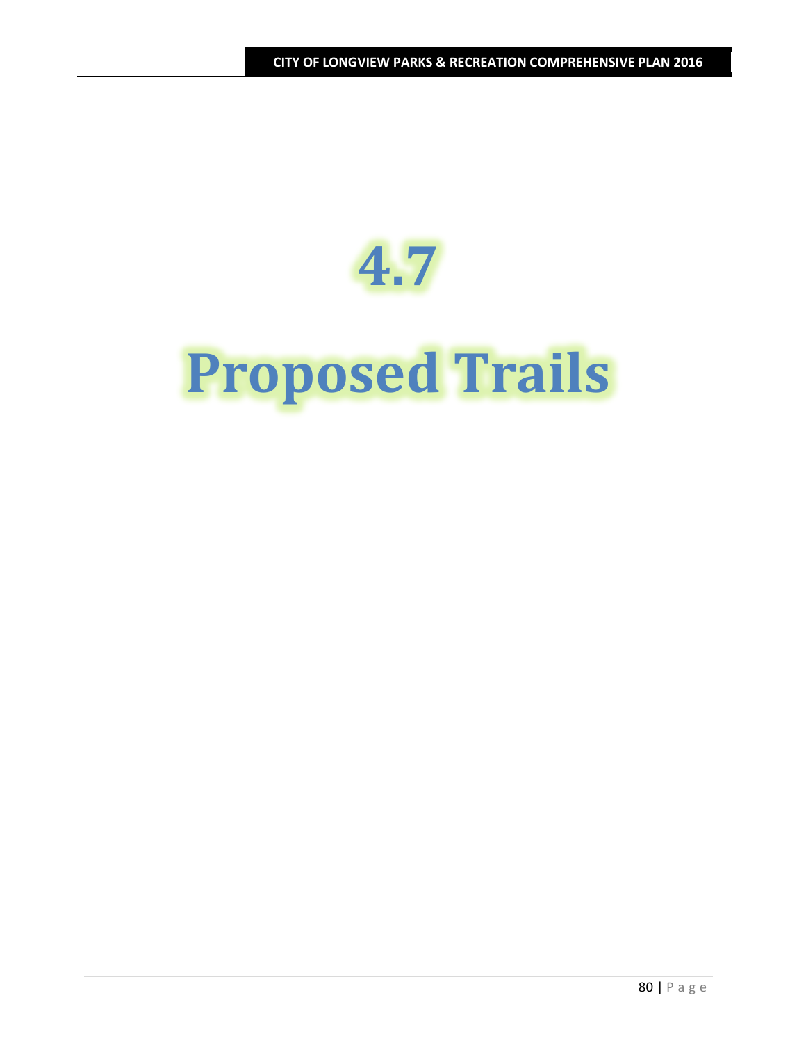# 4.7

# Proposed Trails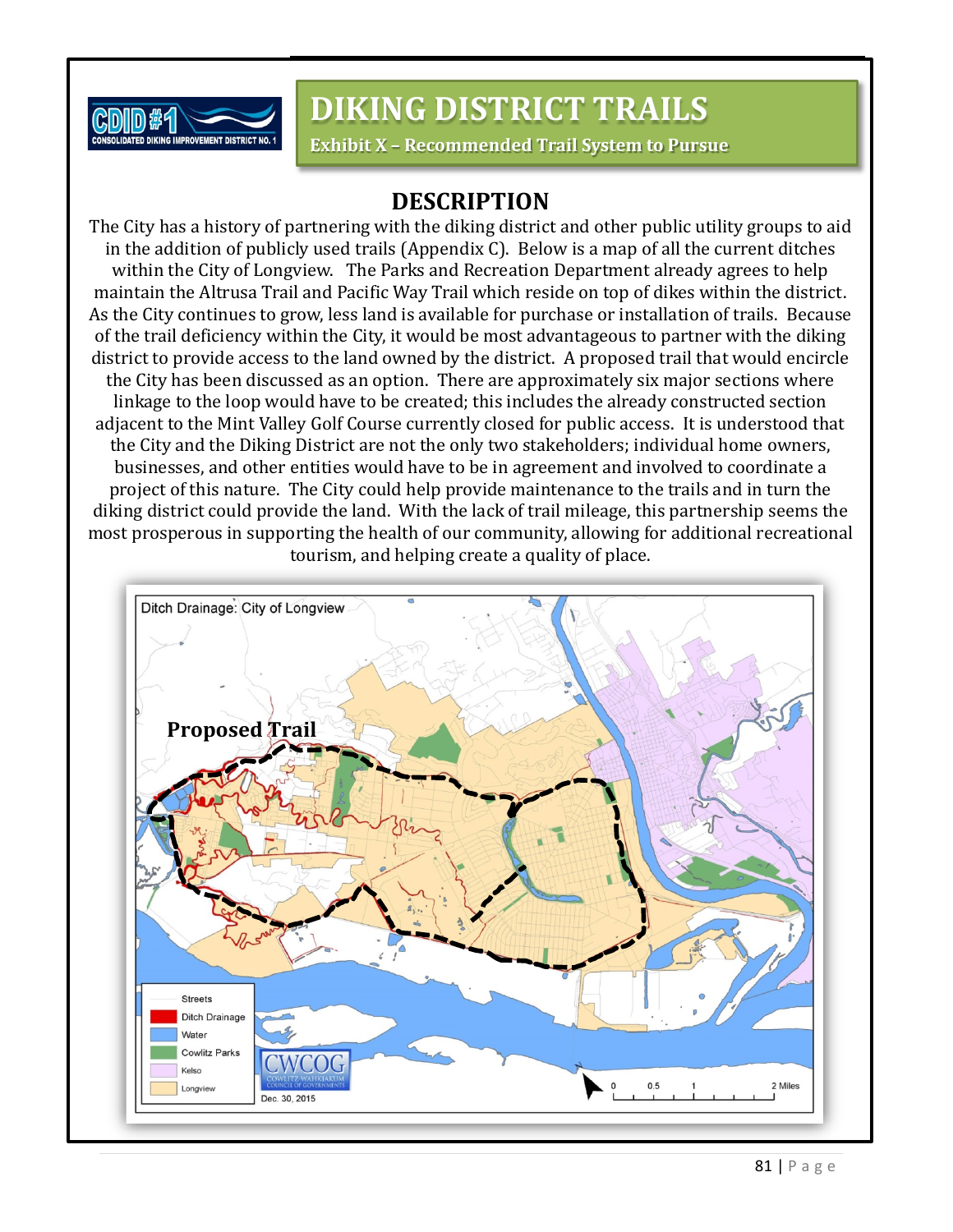# DIKING DISTRICT TRAILS

**Exhibit X – Recommended Trail System to Pursue**

## DESCRIPTION

The City has a history of partnering with the diking district and other public utility groups to aid in the addition of publicly used trails (Appendix C). Below is a map of all the current ditches within the City of Longview. The Parks and Recreation Department already agrees to help maintain the Altrusa Trail and Pacific Way Trail which reside on top of dikes within the district. As the City continues to grow, less land is available for purchase or installation of trails. Because of the trail deficiency within the City, it would be most advantageous to partner with the diking district to provide access to the land owned by the district. A proposed trail that would encircle the City has been discussed as an option. There are approximately six major sections where linkage to the loop would have to be created; this includes the already constructed section adjacent to the Mint Valley Golf Course currently closed for public access. It is understood that the City and the Diking District are not the only two stakeholders; individual home owners, businesses, and other entities would have to be in agreement and involved to coordinate a project of this nature. The City could help provide maintenance to the trails and in turn the diking district could provide the land. With the lack of trail mileage, this partnership seems the most prosperous in supporting the health of our community, allowing for additional recreational tourism, and helping create a quality of place.

Ditch Drainage: City of Longview

Proposed Trail

Streets
Ditch Drainage
Water
Cowlitz Parks
Kelso
Longview

CWCOG Cowlitz-Wahkiakum Council of Governments

Dec. 30, 2015

0 0.5 1 2 Miles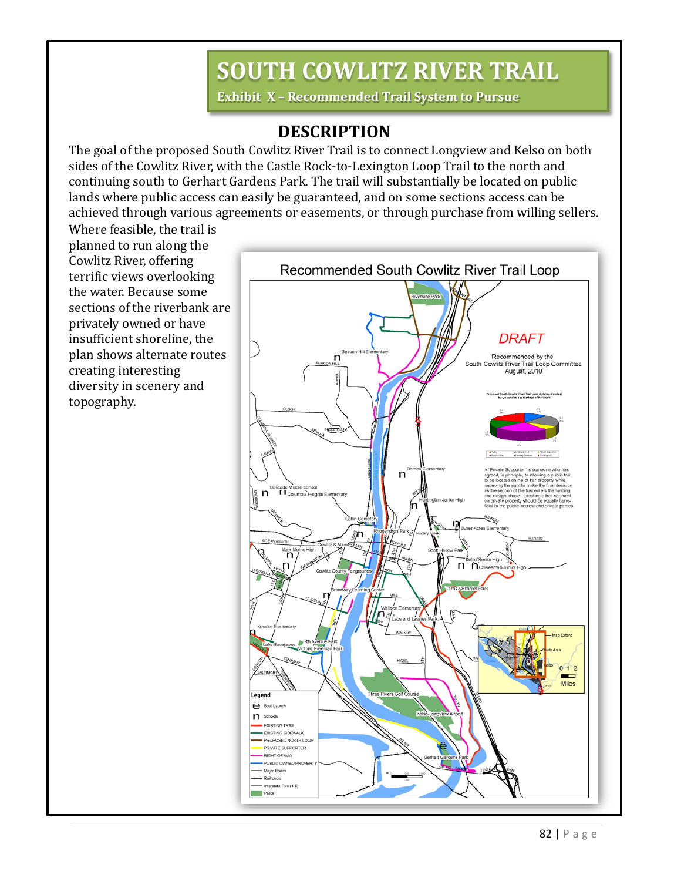# SOUTH COWLITZ RIVER TRAIL

**Exhibit X – Recommended Trail System to Pursue**

## DESCRIPTION

The goal of the proposed South Cowlitz River Trail is to connect Longview and Kelso on both sides of the Cowlitz River, with the Castle Rock-to-Lexington Loop Trail to the north and continuing south to Gerhart Gardens Park. The trail will substantially be located on public lands where public access can easily be guaranteed, and on some sections access can be achieved through various agreements or easements, or through purchase from willing sellers. Where feasible, the trail is planned to run along the Cowlitz River, offering terrific views overlooking the water. Because some sections of the riverbank are privately owned or have insufficient shoreline, the plan shows alternate routes creating interesting diversity in scenery and topography.

Recommended South Cowlitz River Trail Loop

DRAFT

Recommended by the South Cowlitz River Trail Loop Committee August, 2010

A "Private Supporter" is someone who has agreed, in principle, to allowing a public trail to be located on his or her property while reserving the right to make the final decision as the section of the trail enters the funding and design phase. Locating a trail segment on private property should be equally beneficial to the public interest and private parties.

Legend
Boat Launch
Schools
EXISTING TRAIL
EXISTING SIDEWALK
PROPOSED NORTH LOOP
PRIVATE SUPPORTER
RIGHT-OF-WAY
PUBLIC OWNED PROPERTY
Major Roads
Railroads
Interstate Five (I-5)
Parks

Map Extent
Study Area
0 1 2
Miles